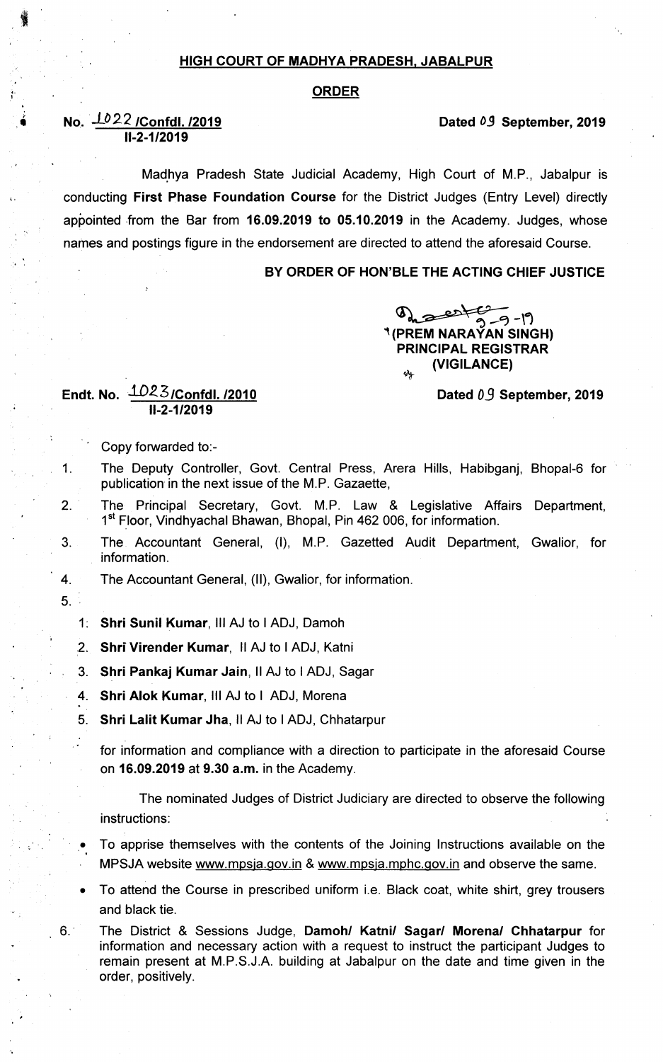## HIGH COURT OF MADHYA PRADESH, JABALPUR

## ORDER

**No. 1022 /Confdl. /2019**
**II-2-1/2019**

**Dated 09 September, 2019**

Madhya Pradesh State Judicial Academy, High Court of M.P., Jabalpur is conducting **First Phase Foundation Course** for the District Judges (Entry Level) directly appointed from the Bar from **16.09.2019 to 05.10.2019** in the Academy. Judges, whose names and postings figure in the endorsement are directed to attend the aforesaid Course.

**BY ORDER OF HON'BLE THE ACTING CHIEF JUSTICE**

9-9-19
**(PREM NARAYAN SINGH)**
**PRINCIPAL REGISTRAR**
**(VIGILANCE)**

**Endt. No. 1023/Confdl. /2010**
**II-2-1/2019**

**Dated 09 September, 2019**

Copy forwarded to:-

1. The Deputy Controller, Govt. Central Press, Arera Hills, Habibganj, Bhopal-6 for publication in the next issue of the M.P. Gazaette,
2. The Principal Secretary, Govt. M.P. Law & Legislative Affairs Department, 1st Floor, Vindhyachal Bhawan, Bhopal, Pin 462 006, for information.
3. The Accountant General, (I), M.P. Gazetted Audit Department, Gwalior, for information.
4. The Accountant General, (II), Gwalior, for information.
5. 
   1. **Shri Sunil Kumar**, III AJ to I ADJ, Damoh
   2. **Shri Virender Kumar**, II AJ to I ADJ, Katni
   3. **Shri Pankaj Kumar Jain**, II AJ to I ADJ, Sagar
   4. **Shri Alok Kumar**, III AJ to I ADJ, Morena
   5. **Shri Lalit Kumar Jha**, II AJ to I ADJ, Chhatarpur

   for information and compliance with a direction to participate in the aforesaid Course on **16.09.2019** at **9.30 a.m.** in the Academy.

   The nominated Judges of District Judiciary are directed to observe the following instructions:

   - To apprise themselves with the contents of the Joining Instructions available on the MPSJA website www.mpsja.gov.in & www.mpsja.mphc.gov.in and observe the same.
   - To attend the Course in prescribed uniform i.e. Black coat, white shirt, grey trousers and black tie.
6. The District & Sessions Judge, **Damoh/ Katni/ Sagar/ Morena/ Chhatarpur** for information and necessary action with a request to instruct the participant Judges to remain present at M.P.S.J.A. building at Jabalpur on the date and time given in the order, positively.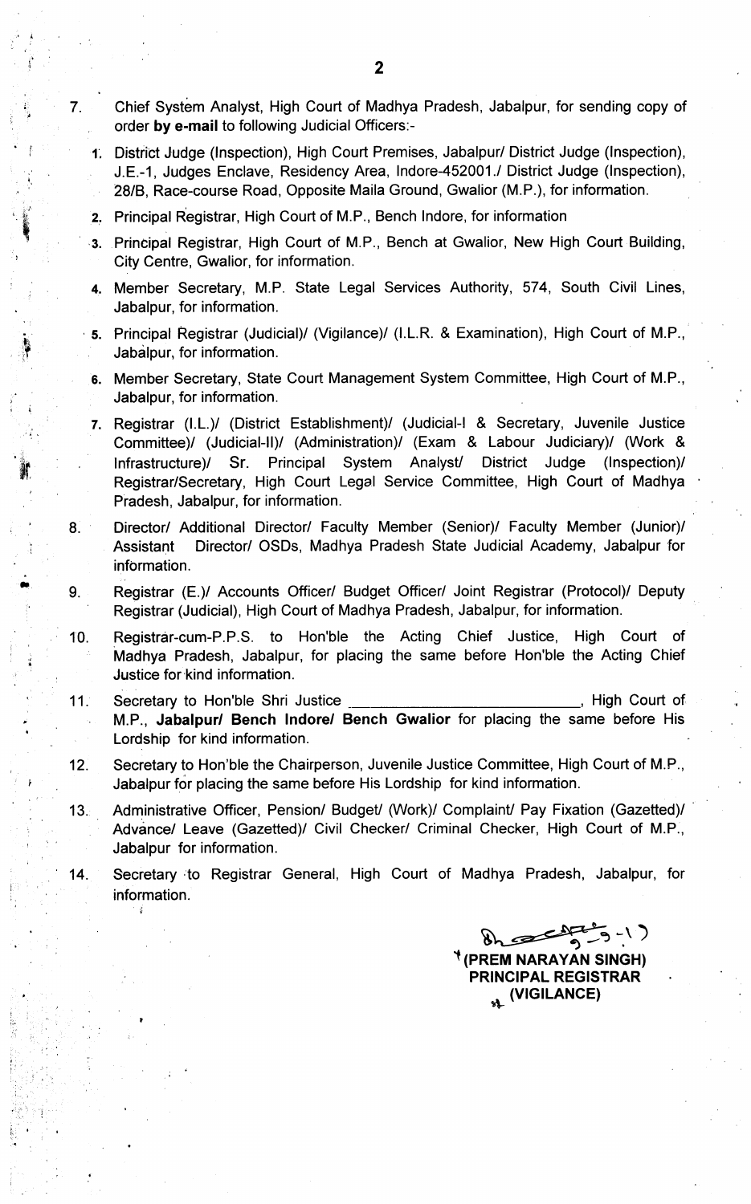7. Chief System Analyst, High Court of Madhya Pradesh, Jabalpur, for sending copy of order **by e-mail** to following Judicial Officers:-

   1. District Judge (Inspection), High Court Premises, Jabalpur/ District Judge (Inspection), J.E.-1, Judges Enclave, Residency Area, Indore-452001./ District Judge (Inspection), 28/B, Race-course Road, Opposite Maila Ground, Gwalior (M.P.), for information.
   2. Principal Registrar, High Court of M.P., Bench Indore, for information
   3. Principal Registrar, High Court of M.P., Bench at Gwalior, New High Court Building, City Centre, Gwalior, for information.
   4. Member Secretary, M.P. State Legal Services Authority, 574, South Civil Lines, Jabalpur, for information.
   5. Principal Registrar (Judicial)/ (Vigilance)/ (I.L.R. & Examination), High Court of M.P., Jabalpur, for information.
   6. Member Secretary, State Court Management System Committee, High Court of M.P., Jabalpur, for information.
   7. Registrar (I.L.)/ (District Establishment)/ (Judicial-I & Secretary, Juvenile Justice Committee)/ (Judicial-II)/ (Administration)/ (Exam & Labour Judiciary)/ (Work & Infrastructure)/ Sr. Principal System Analyst/ District Judge (Inspection)/ Registrar/Secretary, High Court Legal Service Committee, High Court of Madhya Pradesh, Jabalpur, for information.

8. Director/ Additional Director/ Faculty Member (Senior)/ Faculty Member (Junior)/ Assistant Director/ OSDs, Madhya Pradesh State Judicial Academy, Jabalpur for information.

9. Registrar (E.)/ Accounts Officer/ Budget Officer/ Joint Registrar (Protocol)/ Deputy Registrar (Judicial), High Court of Madhya Pradesh, Jabalpur, for information.

10. Registrar-cum-P.P.S. to Hon'ble the Acting Chief Justice, High Court of Madhya Pradesh, Jabalpur, for placing the same before Hon'ble the Acting Chief Justice for kind information.

11. Secretary to Hon'ble Shri Justice ____________________________, High Court of M.P., **Jabalpur/ Bench Indore/ Bench Gwalior** for placing the same before His Lordship for kind information.

12. Secretary to Hon'ble the Chairperson, Juvenile Justice Committee, High Court of M.P., Jabalpur for placing the same before His Lordship for kind information.

13. Administrative Officer, Pension/ Budget/ (Work)/ Complaint/ Pay Fixation (Gazetted)/ Advance/ Leave (Gazetted)/ Civil Checker/ Criminal Checker, High Court of M.P., Jabalpur for information.

14. Secretary to Registrar General, High Court of Madhya Pradesh, Jabalpur, for information.

**(PREM NARAYAN SINGH)**
**PRINCIPAL REGISTRAR**
**(VIGILANCE)**